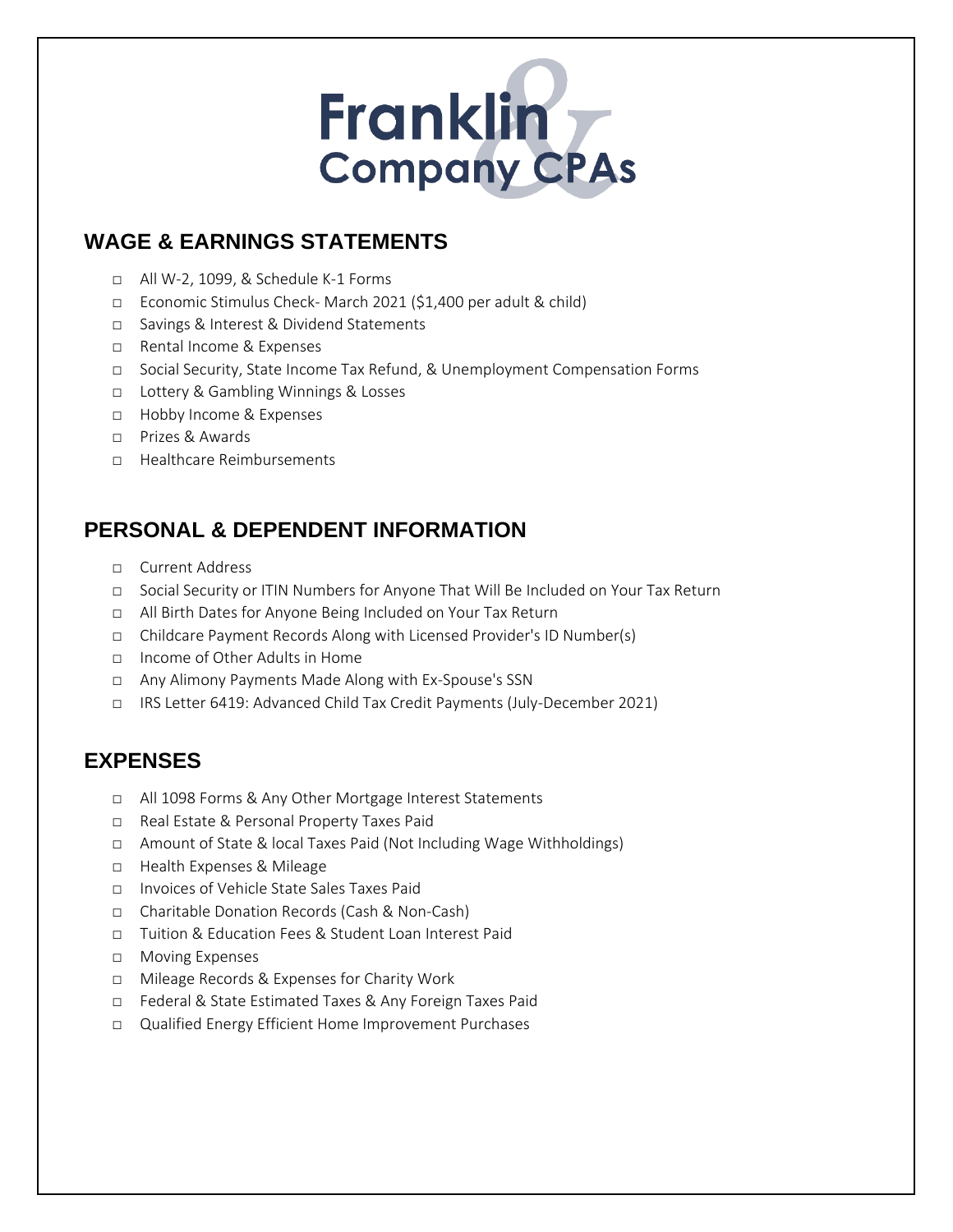# Franklin & Company CPAs

## WAGE & EARNINGS STATEMENTS

- ☐ All W-2, 1099, & Schedule K-1 Forms
- ☐ Economic Stimulus Check- March 2021 ($1,400 per adult & child)
- ☐ Savings & Interest & Dividend Statements
- ☐ Rental Income & Expenses
- ☐ Social Security, State Income Tax Refund, & Unemployment Compensation Forms
- ☐ Lottery & Gambling Winnings & Losses
- ☐ Hobby Income & Expenses
- ☐ Prizes & Awards
- ☐ Healthcare Reimbursements

## PERSONAL & DEPENDENT INFORMATION

- ☐ Current Address
- ☐ Social Security or ITIN Numbers for Anyone That Will Be Included on Your Tax Return
- ☐ All Birth Dates for Anyone Being Included on Your Tax Return
- ☐ Childcare Payment Records Along with Licensed Provider's ID Number(s)
- ☐ Income of Other Adults in Home
- ☐ Any Alimony Payments Made Along with Ex-Spouse's SSN
- ☐ IRS Letter 6419: Advanced Child Tax Credit Payments (July-December 2021)

## EXPENSES

- ☐ All 1098 Forms & Any Other Mortgage Interest Statements
- ☐ Real Estate & Personal Property Taxes Paid
- ☐ Amount of State & local Taxes Paid (Not Including Wage Withholdings)
- ☐ Health Expenses & Mileage
- ☐ Invoices of Vehicle State Sales Taxes Paid
- ☐ Charitable Donation Records (Cash & Non-Cash)
- ☐ Tuition & Education Fees & Student Loan Interest Paid
- ☐ Moving Expenses
- ☐ Mileage Records & Expenses for Charity Work
- ☐ Federal & State Estimated Taxes & Any Foreign Taxes Paid
- ☐ Qualified Energy Efficient Home Improvement Purchases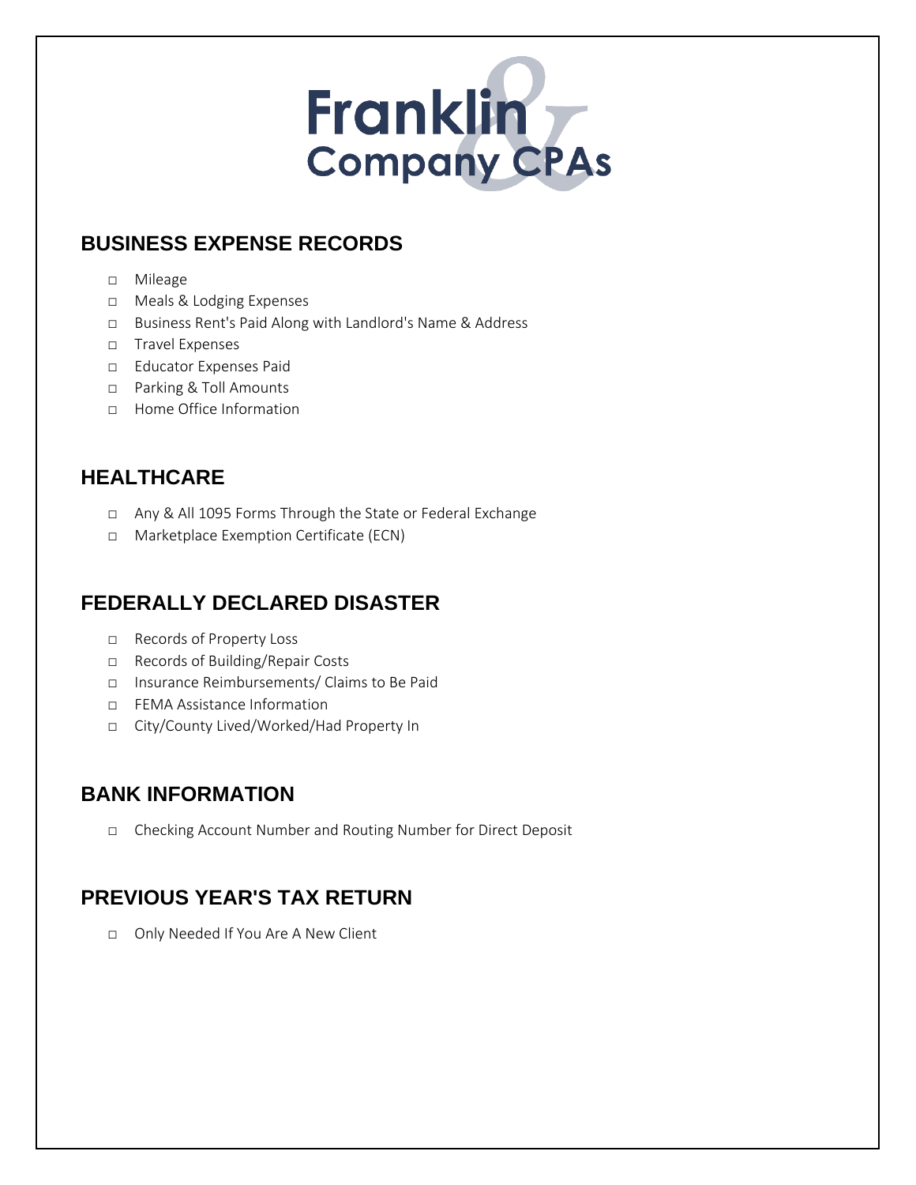Franklin & Company CPAs

## BUSINESS EXPENSE RECORDS

- □ Mileage
- □ Meals & Lodging Expenses
- □ Business Rent's Paid Along with Landlord's Name & Address
- □ Travel Expenses
- □ Educator Expenses Paid
- □ Parking & Toll Amounts
- □ Home Office Information

## HEALTHCARE

- □ Any & All 1095 Forms Through the State or Federal Exchange
- □ Marketplace Exemption Certificate (ECN)

## FEDERALLY DECLARED DISASTER

- □ Records of Property Loss
- □ Records of Building/Repair Costs
- □ Insurance Reimbursements/ Claims to Be Paid
- □ FEMA Assistance Information
- □ City/County Lived/Worked/Had Property In

## BANK INFORMATION

- □ Checking Account Number and Routing Number for Direct Deposit

## PREVIOUS YEAR'S TAX RETURN

- □ Only Needed If You Are A New Client